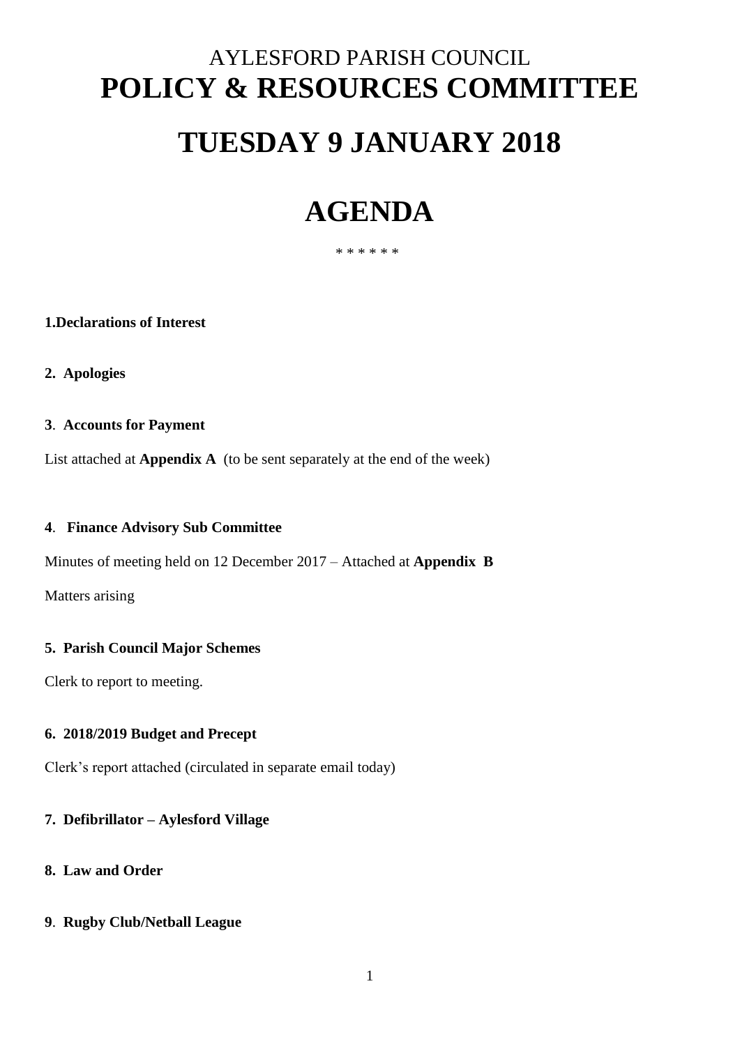# AYLESFORD PARISH COUNCIL

# POLICY & RESOURCES COMMITTEE

# TUESDAY 9 JANUARY 2018

# AGENDA

\* \* \* \* \* \*

**1.Declarations of Interest**

**2. Apologies**

**3. Accounts for Payment**

List attached at **Appendix A** (to be sent separately at the end of the week)

**4. Finance Advisory Sub Committee**

Minutes of meeting held on 12 December 2017 – Attached at **Appendix B**

Matters arising

**5. Parish Council Major Schemes**

Clerk to report to meeting.

**6. 2018/2019 Budget and Precept**

Clerk's report attached (circulated in separate email today)

**7. Defibrillator – Aylesford Village**

**8. Law and Order**

**9. Rugby Club/Netball League**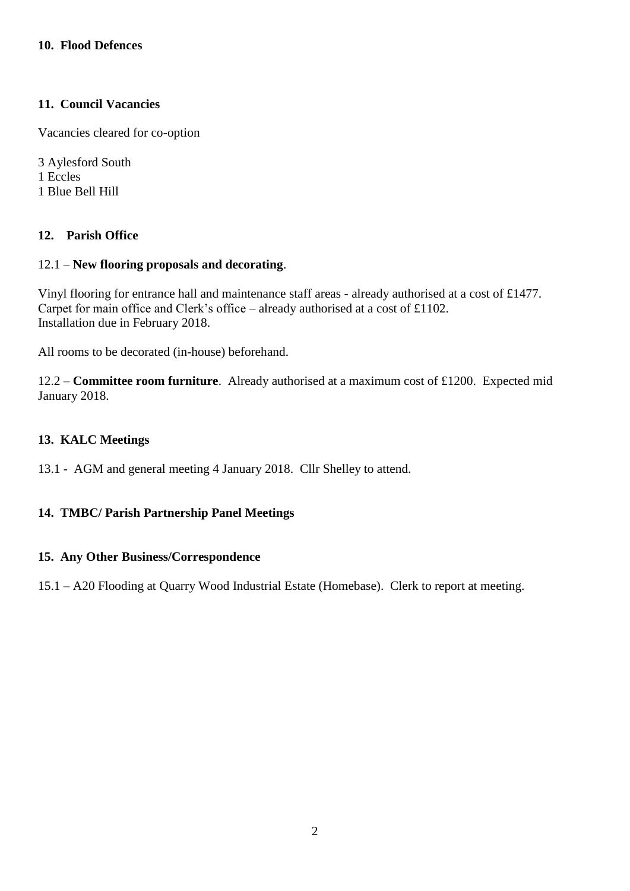**10. Flood Defences**

**11. Council Vacancies**

Vacancies cleared for co-option

3 Aylesford South
1 Eccles
1 Blue Bell Hill

**12. Parish Office**

12.1 – **New flooring proposals and decorating**.

Vinyl flooring for entrance hall and maintenance staff areas - already authorised at a cost of £1477.
Carpet for main office and Clerk's office – already authorised at a cost of £1102.
Installation due in February 2018.

All rooms to be decorated (in-house) beforehand.

12.2 – **Committee room furniture**. Already authorised at a maximum cost of £1200. Expected mid January 2018.

**13. KALC Meetings**

13.1 - AGM and general meeting 4 January 2018. Cllr Shelley to attend.

**14. TMBC/ Parish Partnership Panel Meetings**

**15. Any Other Business/Correspondence**

15.1 – A20 Flooding at Quarry Wood Industrial Estate (Homebase). Clerk to report at meeting.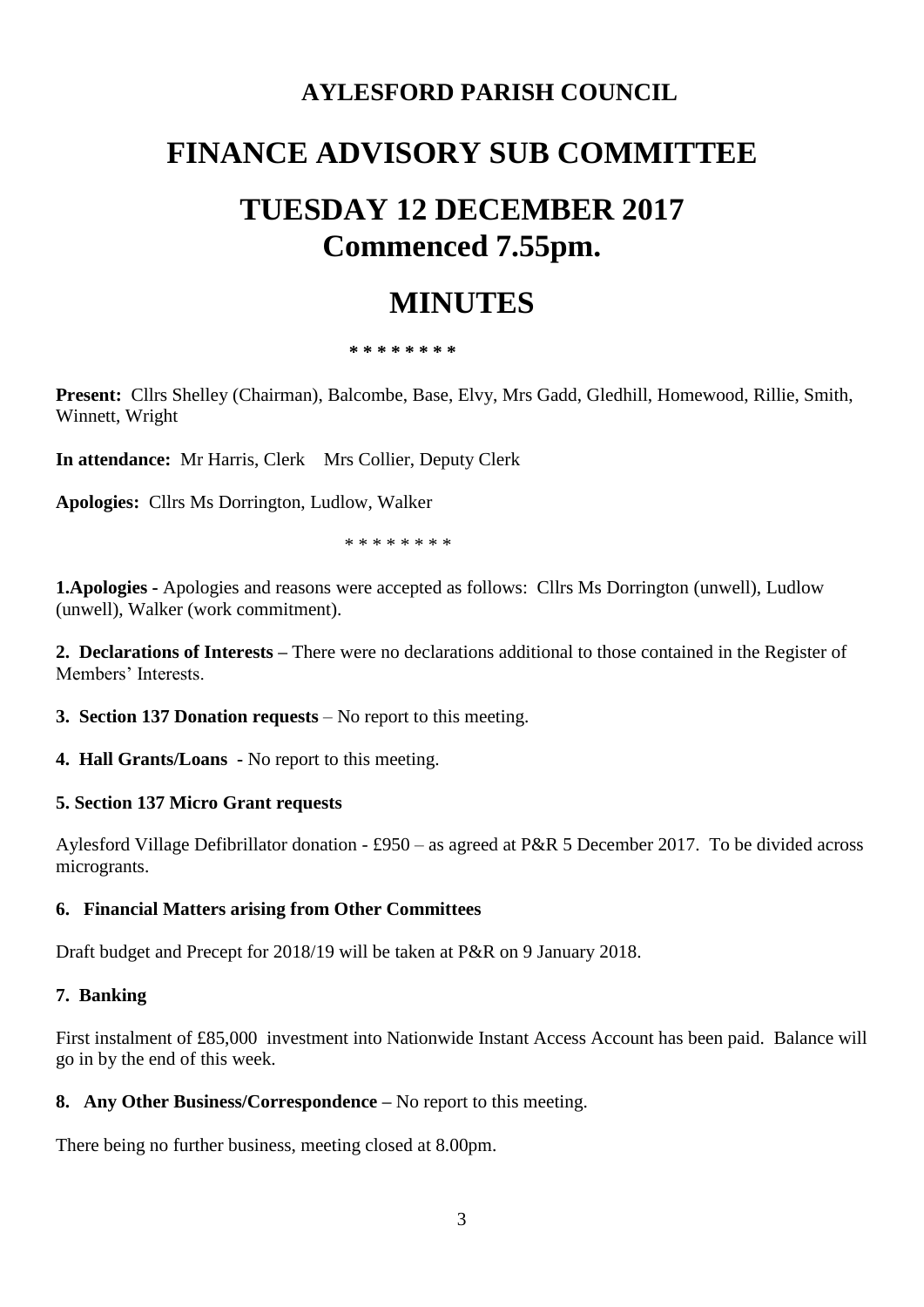# AYLESFORD PARISH COUNCIL

# FINANCE ADVISORY SUB COMMITTEE

# TUESDAY 12 DECEMBER 2017
# Commenced 7.55pm.

# MINUTES

\* \* \* \* \* \* \* \*

**Present:** Cllrs Shelley (Chairman), Balcombe, Base, Elvy, Mrs Gadd, Gledhill, Homewood, Rillie, Smith, Winnett, Wright

**In attendance:** Mr Harris, Clerk  Mrs Collier, Deputy Clerk

**Apologies:** Cllrs Ms Dorrington, Ludlow, Walker

\* \* \* \* \* \* \* \*

**1.Apologies -** Apologies and reasons were accepted as follows: Cllrs Ms Dorrington (unwell), Ludlow (unwell), Walker (work commitment).

**2. Declarations of Interests –** There were no declarations additional to those contained in the Register of Members' Interests.

**3. Section 137 Donation requests** – No report to this meeting.

**4. Hall Grants/Loans -** No report to this meeting.

**5. Section 137 Micro Grant requests**

Aylesford Village Defibrillator donation - £950 – as agreed at P&R 5 December 2017. To be divided across microgrants.

**6. Financial Matters arising from Other Committees**

Draft budget and Precept for 2018/19 will be taken at P&R on 9 January 2018.

**7. Banking**

First instalment of £85,000 investment into Nationwide Instant Access Account has been paid. Balance will go in by the end of this week.

**8. Any Other Business/Correspondence –** No report to this meeting.

There being no further business, meeting closed at 8.00pm.